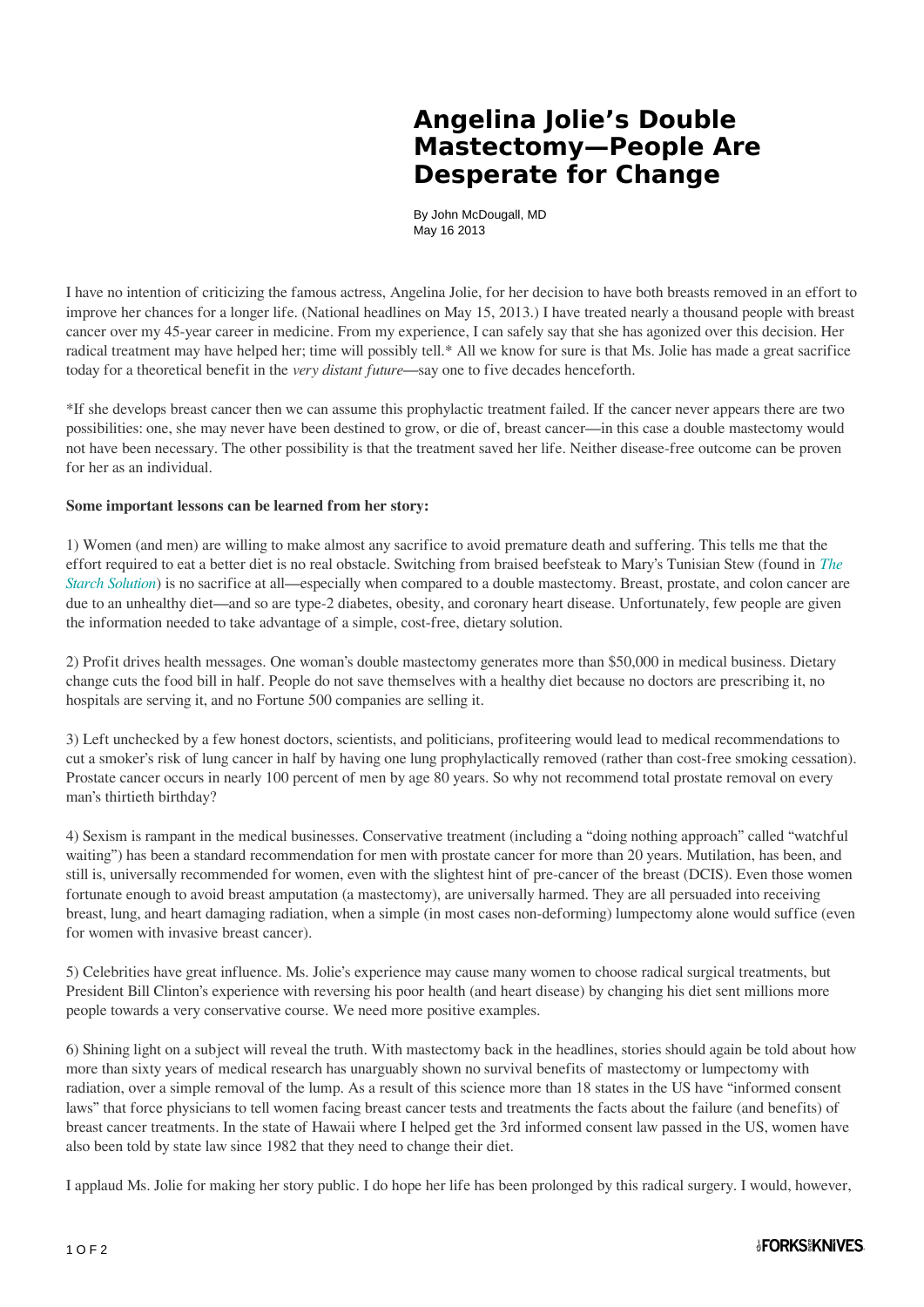# Angelina Jolie's Double Mastectomy—People Are Desperate for Change

By John McDougall, MD
May 16 2013

I have no intention of criticizing the famous actress, Angelina Jolie, for her decision to have both breasts removed in an effort to improve her chances for a longer life. (National headlines on May 15, 2013.) I have treated nearly a thousand people with breast cancer over my 45-year career in medicine. From my experience, I can safely say that she has agonized over this decision. Her radical treatment may have helped her; time will possibly tell.* All we know for sure is that Ms. Jolie has made a great sacrifice today for a theoretical benefit in the *very distant future*—say one to five decades henceforth.

*If she develops breast cancer then we can assume this prophylactic treatment failed. If the cancer never appears there are two possibilities: one, she may never have been destined to grow, or die of, breast cancer—in this case a double mastectomy would not have been necessary. The other possibility is that the treatment saved her life. Neither disease-free outcome can be proven for her as an individual.

**Some important lessons can be learned from her story:**

1) Women (and men) are willing to make almost any sacrifice to avoid premature death and suffering. This tells me that the effort required to eat a better diet is no real obstacle. Switching from braised beefsteak to Mary's Tunisian Stew (found in *The Starch Solution*) is no sacrifice at all—especially when compared to a double mastectomy. Breast, prostate, and colon cancer are due to an unhealthy diet—and so are type-2 diabetes, obesity, and coronary heart disease. Unfortunately, few people are given the information needed to take advantage of a simple, cost-free, dietary solution.

2) Profit drives health messages. One woman's double mastectomy generates more than $50,000 in medical business. Dietary change cuts the food bill in half. People do not save themselves with a healthy diet because no doctors are prescribing it, no hospitals are serving it, and no Fortune 500 companies are selling it.

3) Left unchecked by a few honest doctors, scientists, and politicians, profiteering would lead to medical recommendations to cut a smoker's risk of lung cancer in half by having one lung prophylactically removed (rather than cost-free smoking cessation). Prostate cancer occurs in nearly 100 percent of men by age 80 years. So why not recommend total prostate removal on every man's thirtieth birthday?

4) Sexism is rampant in the medical businesses. Conservative treatment (including a "doing nothing approach" called "watchful waiting") has been a standard recommendation for men with prostate cancer for more than 20 years. Mutilation, has been, and still is, universally recommended for women, even with the slightest hint of pre-cancer of the breast (DCIS). Even those women fortunate enough to avoid breast amputation (a mastectomy), are universally harmed. They are all persuaded into receiving breast, lung, and heart damaging radiation, when a simple (in most cases non-deforming) lumpectomy alone would suffice (even for women with invasive breast cancer).

5) Celebrities have great influence. Ms. Jolie's experience may cause many women to choose radical surgical treatments, but President Bill Clinton's experience with reversing his poor health (and heart disease) by changing his diet sent millions more people towards a very conservative course. We need more positive examples.

6) Shining light on a subject will reveal the truth. With mastectomy back in the headlines, stories should again be told about how more than sixty years of medical research has unarguably shown no survival benefits of mastectomy or lumpectomy with radiation, over a simple removal of the lump. As a result of this science more than 18 states in the US have "informed consent laws" that force physicians to tell women facing breast cancer tests and treatments the facts about the failure (and benefits) of breast cancer treatments. In the state of Hawaii where I helped get the 3rd informed consent law passed in the US, women have also been told by state law since 1982 that they need to change their diet.

I applaud Ms. Jolie for making her story public. I do hope her life has been prolonged by this radical surgery. I would, however,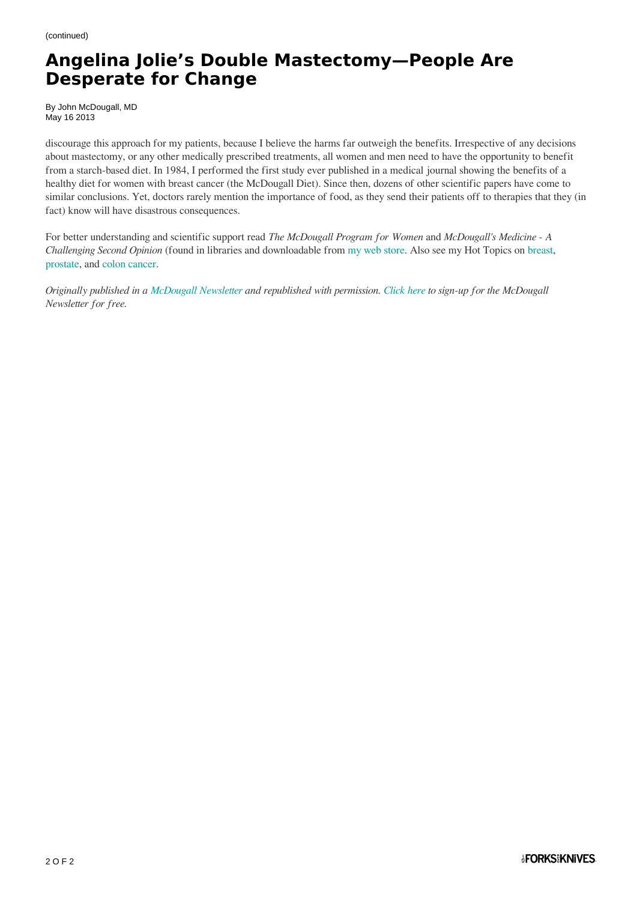(continued)

# Angelina Jolie's Double Mastectomy—People Are Desperate for Change

By John McDougall, MD
May 16 2013

discourage this approach for my patients, because I believe the harms far outweigh the benefits. Irrespective of any decisions about mastectomy, or any other medically prescribed treatments, all women and men need to have the opportunity to benefit from a starch-based diet. In 1984, I performed the first study ever published in a medical journal showing the benefits of a healthy diet for women with breast cancer (the McDougall Diet). Since then, dozens of other scientific papers have come to similar conclusions. Yet, doctors rarely mention the importance of food, as they send their patients off to therapies that they (in fact) know will have disastrous consequences.

For better understanding and scientific support read *The McDougall Program for Women* and *McDougall's Medicine - A Challenging Second Opinion* (found in libraries and downloadable from my web store. Also see my Hot Topics on breast, prostate, and colon cancer.

*Originally published in a McDougall Newsletter and republished with permission. Click here to sign-up for the McDougall Newsletter for free.*